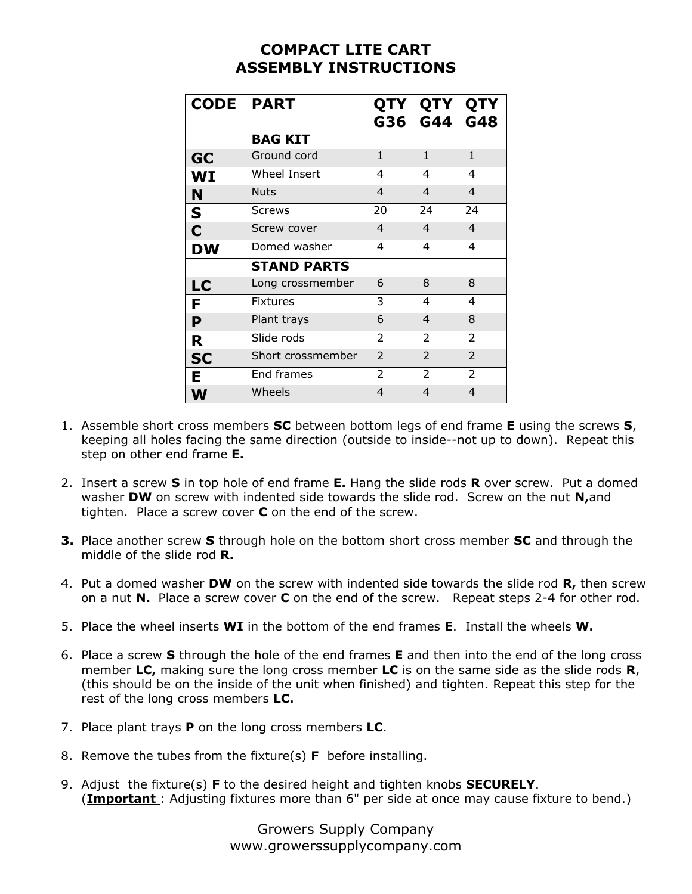# COMPACT LITE CART
# ASSEMBLY INSTRUCTIONS

| CODE | PART | QTY G36 | QTY G44 | QTY G48 |
|---|---|---|---|---|
| | **BAG KIT** | | | |
| **GC** | Ground cord | 1 | 1 | 1 |
| **WI** | Wheel Insert | 4 | 4 | 4 |
| **N** | Nuts | 4 | 4 | 4 |
| **S** | Screws | 20 | 24 | 24 |
| **C** | Screw cover | 4 | 4 | 4 |
| **DW** | Domed washer | 4 | 4 | 4 |
| | **STAND PARTS** | | | |
| **LC** | Long crossmember | 6 | 8 | 8 |
| **F** | Fixtures | 3 | 4 | 4 |
| **P** | Plant trays | 6 | 4 | 8 |
| **R** | Slide rods | 2 | 2 | 2 |
| **SC** | Short crossmember | 2 | 2 | 2 |
| **E** | End frames | 2 | 2 | 2 |
| **W** | Wheels | 4 | 4 | 4 |

1. Assemble short cross members **SC** between bottom legs of end frame **E** using the screws **S**, keeping all holes facing the same direction (outside to inside--not up to down). Repeat this step on other end frame **E.**

2. Insert a screw **S** in top hole of end frame **E.** Hang the slide rods **R** over screw. Put a domed washer **DW** on screw with indented side towards the slide rod. Screw on the nut **N,**and tighten. Place a screw cover **C** on the end of the screw.

3. Place another screw **S** through hole on the bottom short cross member **SC** and through the middle of the slide rod **R.**

4. Put a domed washer **DW** on the screw with indented side towards the slide rod **R,** then screw on a nut **N.** Place a screw cover **C** on the end of the screw. Repeat steps 2-4 for other rod.

5. Place the wheel inserts **WI** in the bottom of the end frames **E**. Install the wheels **W.**

6. Place a screw **S** through the hole of the end frames **E** and then into the end of the long cross member **LC,** making sure the long cross member **LC** is on the same side as the slide rods **R**, (this should be on the inside of the unit when finished) and tighten. Repeat this step for the rest of the long cross members **LC.**

7. Place plant trays **P** on the long cross members **LC**.

8. Remove the tubes from the fixture(s) **F** before installing.

9. Adjust the fixture(s) **F** to the desired height and tighten knobs **SECURELY**. (**Important** : Adjusting fixtures more than 6" per side at once may cause fixture to bend.)

Growers Supply Company
www.growerssupplycompany.com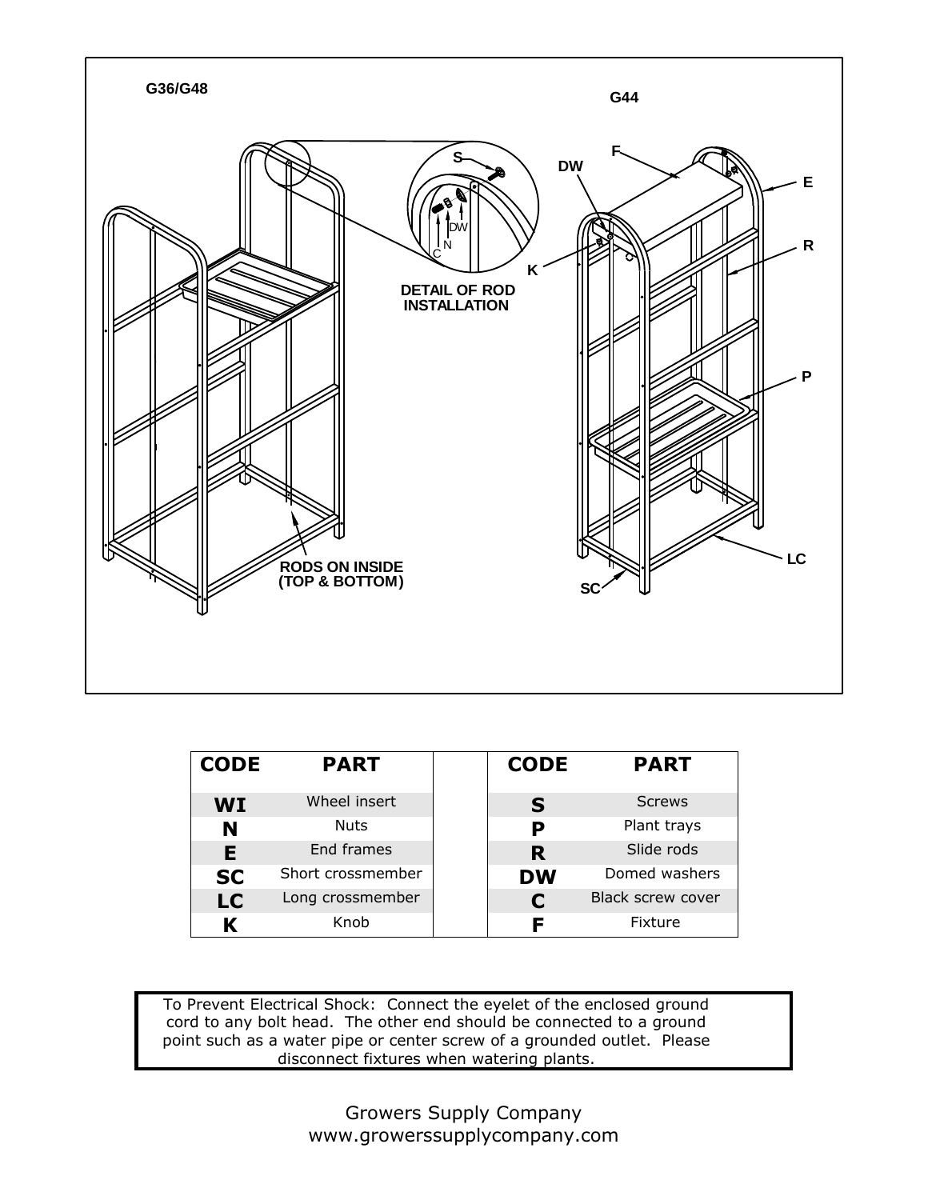G36/G48

G44

S

DW

F

E

R

K

DW

N

C

DETAIL OF ROD INSTALLATION

P

LC

RODS ON INSIDE (TOP & BOTTOM)

SC

| CODE | PART | | CODE | PART |
|---|---|---|---|---|
| **WI** | Wheel insert | | **S** | Screws |
| **N** | Nuts | | **P** | Plant trays |
| **E** | End frames | | **R** | Slide rods |
| **SC** | Short crossmember | | **DW** | Domed washers |
| **LC** | Long crossmember | | **C** | Black screw cover |
| **K** | Knob | | **F** | Fixture |

To Prevent Electrical Shock: Connect the eyelet of the enclosed ground cord to any bolt head. The other end should be connected to a ground point such as a water pipe or center screw of a grounded outlet. Please disconnect fixtures when watering plants.

Growers Supply Company
www.growerssupplycompany.com